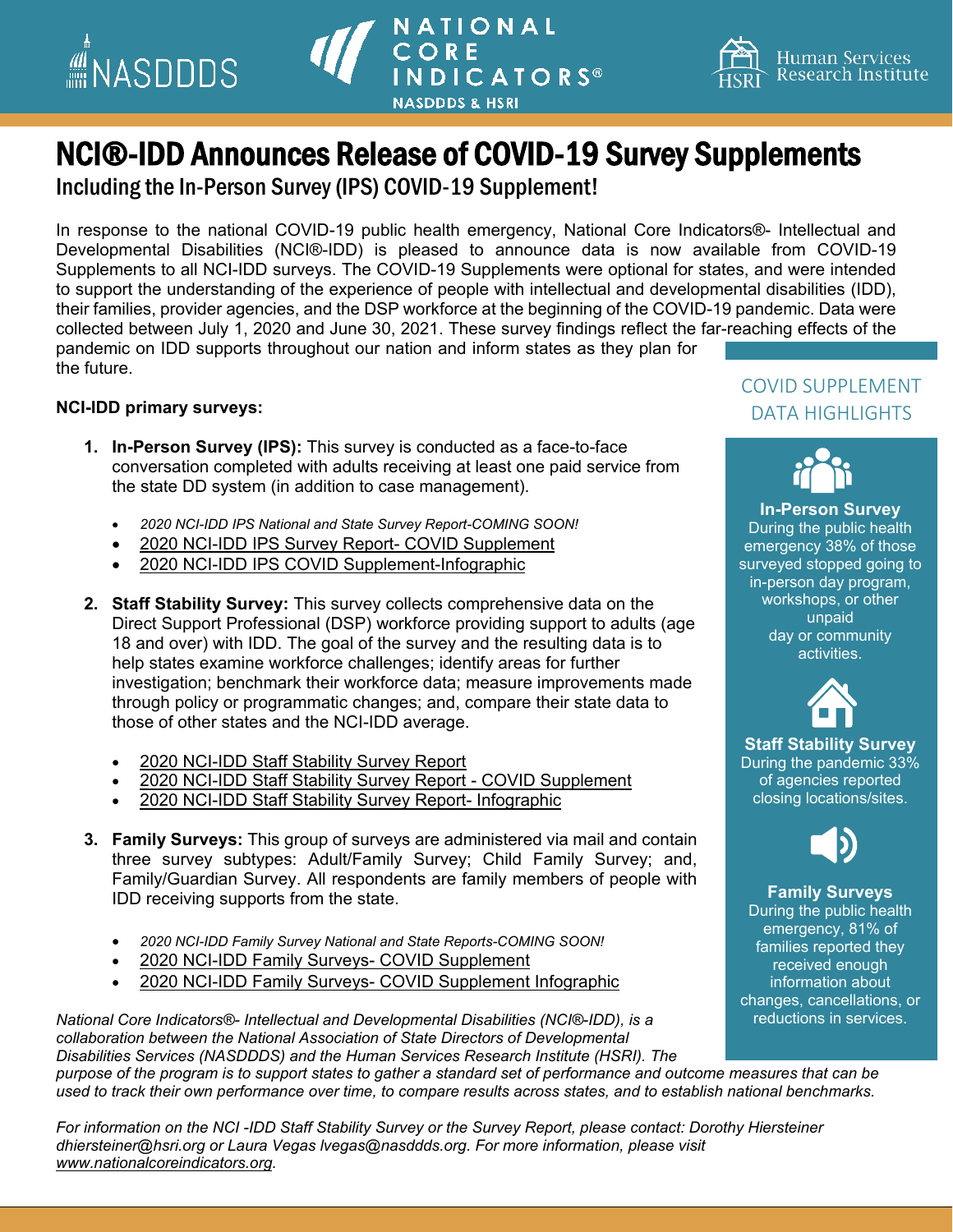# NCI®-IDD Announces Release of COVID-19 Survey Supplements

## Including the In-Person Survey (IPS) COVID-19 Supplement!

In response to the national COVID-19 public health emergency, National Core Indicators®- Intellectual and Developmental Disabilities (NCI®-IDD) is pleased to announce data is now available from COVID-19 Supplements to all NCI-IDD surveys. The COVID-19 Supplements were optional for states, and were intended to support the understanding of the experience of people with intellectual and developmental disabilities (IDD), their families, provider agencies, and the DSP workforce at the beginning of the COVID-19 pandemic. Data were collected between July 1, 2020 and June 30, 2021. These survey findings reflect the far-reaching effects of the pandemic on IDD supports throughout our nation and inform states as they plan for the future.

**NCI-IDD primary surveys:**

1. **In-Person Survey (IPS):** This survey is conducted as a face-to-face conversation completed with adults receiving at least one paid service from the state DD system (in addition to case management).
   - *2020 NCI-IDD IPS National and State Survey Report-COMING SOON!*
   - 2020 NCI-IDD IPS Survey Report- COVID Supplement
   - 2020 NCI-IDD IPS COVID Supplement-Infographic

2. **Staff Stability Survey:** This survey collects comprehensive data on the Direct Support Professional (DSP) workforce providing support to adults (age 18 and over) with IDD. The goal of the survey and the resulting data is to help states examine workforce challenges; identify areas for further investigation; benchmark their workforce data; measure improvements made through policy or programmatic changes; and, compare their state data to those of other states and the NCI-IDD average.
   - 2020 NCI-IDD Staff Stability Survey Report
   - 2020 NCI-IDD Staff Stability Survey Report - COVID Supplement
   - 2020 NCI-IDD Staff Stability Survey Report- Infographic

3. **Family Surveys:** This group of surveys are administered via mail and contain three survey subtypes: Adult/Family Survey; Child Family Survey; and, Family/Guardian Survey. All respondents are family members of people with IDD receiving supports from the state.
   - *2020 NCI-IDD Family Survey National and State Reports-COMING SOON!*
   - 2020 NCI-IDD Family Surveys- COVID Supplement
   - 2020 NCI-IDD Family Surveys- COVID Supplement Infographic

### COVID SUPPLEMENT DATA HIGHLIGHTS

**In-Person Survey**
During the public health emergency 38% of those surveyed stopped going to in-person day program, workshops, or other unpaid day or community activities.

**Staff Stability Survey**
During the pandemic 33% of agencies reported closing locations/sites.

**Family Surveys**
During the public health emergency, 81% of families reported they received enough information about changes, cancellations, or reductions in services.

*National Core Indicators®- Intellectual and Developmental Disabilities (NCI®-IDD), is a collaboration between the National Association of State Directors of Developmental Disabilities Services (NASDDDS) and the Human Services Research Institute (HSRI). The purpose of the program is to support states to gather a standard set of performance and outcome measures that can be used to track their own performance over time, to compare results across states, and to establish national benchmarks.*

*For information on the NCI -IDD Staff Stability Survey or the Survey Report, please contact: Dorothy Hiersteiner dhiersteiner@hsri.org or Laura Vegas lvegas@nasddds.org. For more information, please visit www.nationalcoreindicators.org.*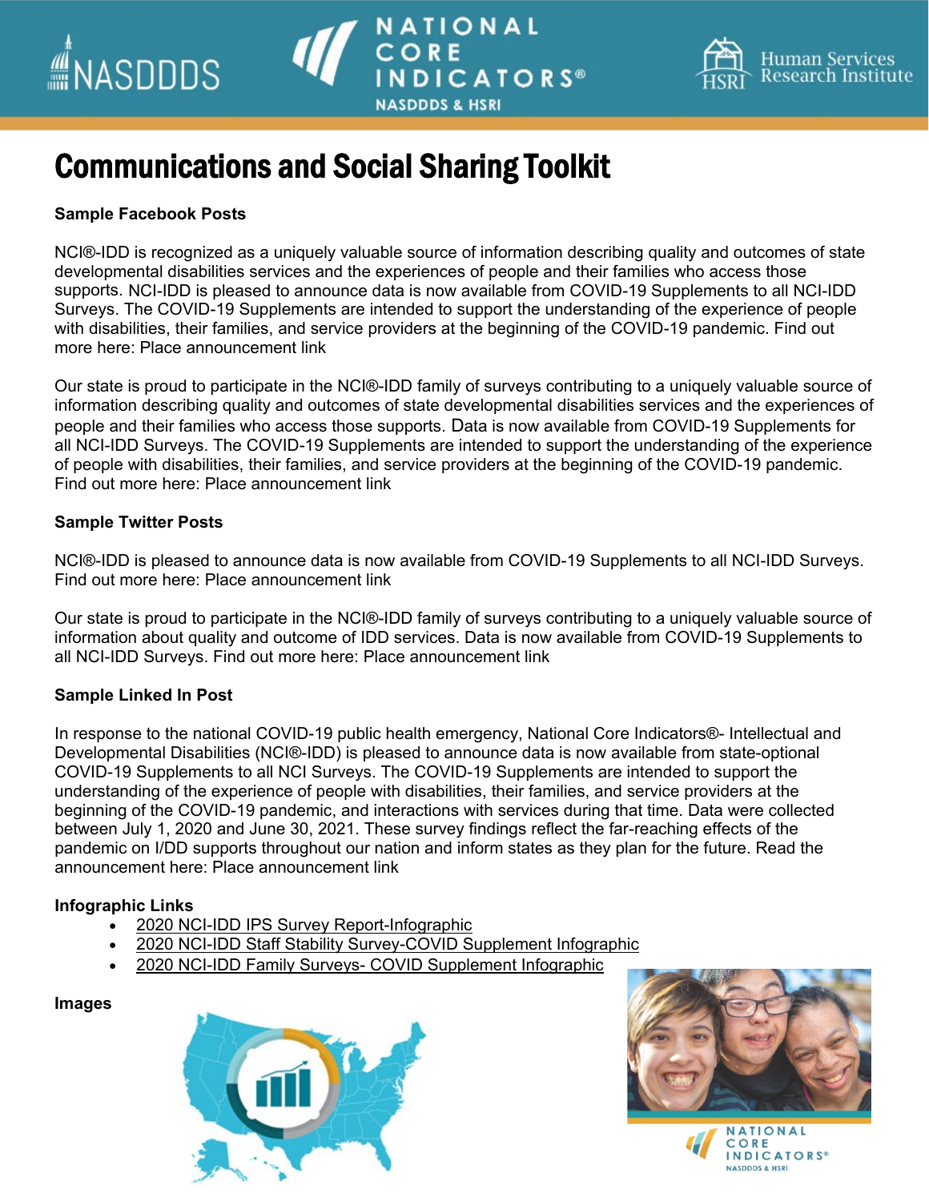# Communications and Social Sharing Toolkit

**Sample Facebook Posts**

NCI®-IDD is recognized as a uniquely valuable source of information describing quality and outcomes of state developmental disabilities services and the experiences of people and their families who access those supports. NCI-IDD is pleased to announce data is now available from COVID-19 Supplements to all NCI-IDD Surveys. The COVID-19 Supplements are intended to support the understanding of the experience of people with disabilities, their families, and service providers at the beginning of the COVID-19 pandemic. Find out more here: Place announcement link

Our state is proud to participate in the NCI®-IDD family of surveys contributing to a uniquely valuable source of information describing quality and outcomes of state developmental disabilities services and the experiences of people and their families who access those supports. Data is now available from COVID-19 Supplements for all NCI-IDD Surveys. The COVID-19 Supplements are intended to support the understanding of the experience of people with disabilities, their families, and service providers at the beginning of the COVID-19 pandemic. Find out more here: Place announcement link

**Sample Twitter Posts**

NCI®-IDD is pleased to announce data is now available from COVID-19 Supplements to all NCI-IDD Surveys. Find out more here: Place announcement link

Our state is proud to participate in the NCI®-IDD family of surveys contributing to a uniquely valuable source of information about quality and outcome of IDD services. Data is now available from COVID-19 Supplements to all NCI-IDD Surveys. Find out more here: Place announcement link

**Sample Linked In Post**

In response to the national COVID-19 public health emergency, National Core Indicators®- Intellectual and Developmental Disabilities (NCI®-IDD) is pleased to announce data is now available from state-optional COVID-19 Supplements to all NCI Surveys. The COVID-19 Supplements are intended to support the understanding of the experience of people with disabilities, their families, and service providers at the beginning of the COVID-19 pandemic, and interactions with services during that time. Data were collected between July 1, 2020 and June 30, 2021. These survey findings reflect the far-reaching effects of the pandemic on I/DD supports throughout our nation and inform states as they plan for the future. Read the announcement here: Place announcement link

**Infographic Links**

- 2020 NCI-IDD IPS Survey Report-Infographic
- 2020 NCI-IDD Staff Stability Survey-COVID Supplement Infographic
- 2020 NCI-IDD Family Surveys- COVID Supplement Infographic

**Images**